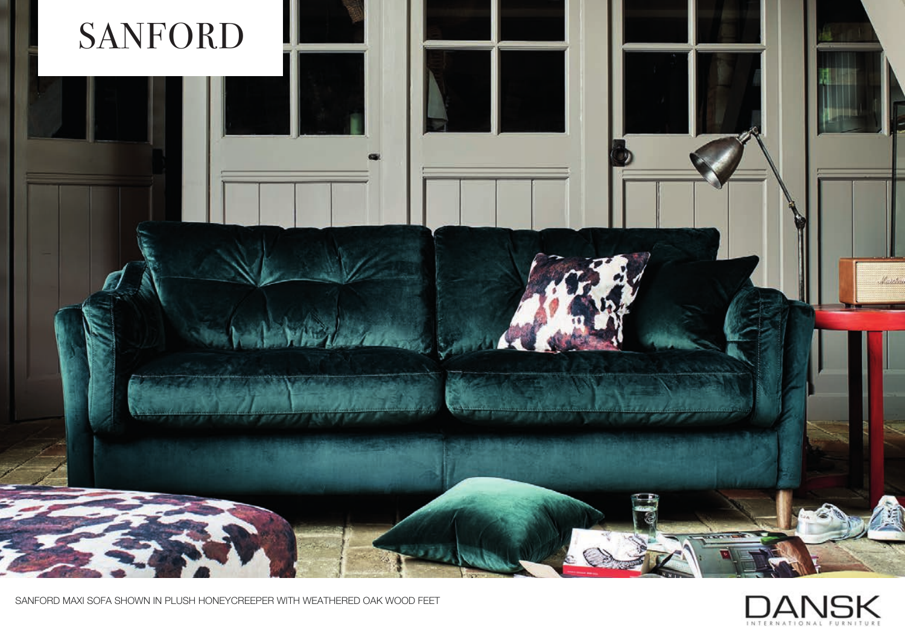# SANFORD

SANFORD MAXI SOFA SHOWN IN PLUSH HONEYCREEPER WITH WEATHERED OAK WOOD FEET

DANSK
INTERNATIONAL FURNITURE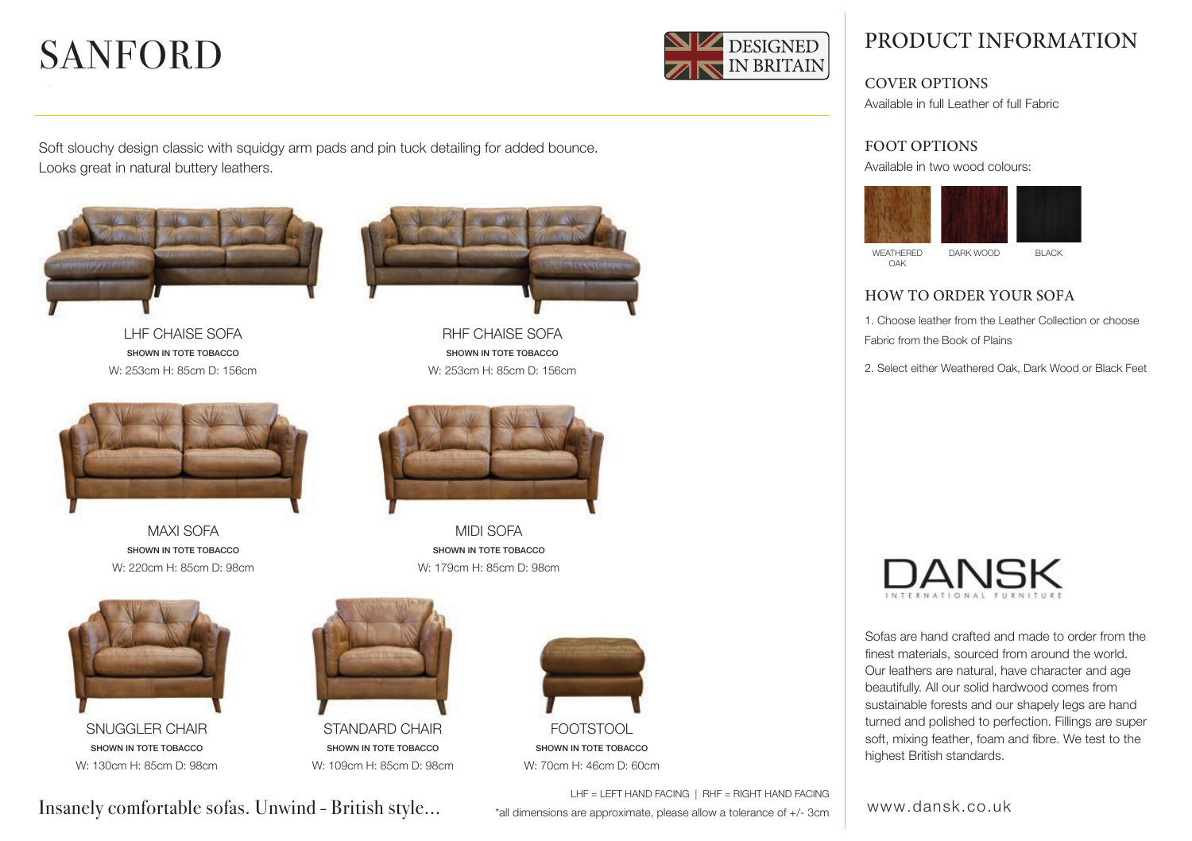# SANFORD

DESIGNED IN BRITAIN

Soft slouchy design classic with squidgy arm pads and pin tuck detailing for added bounce.
Looks great in natural buttery leathers.

LHF CHAISE SOFA
SHOWN IN TOTE TOBACCO
W: 253cm H: 85cm D: 156cm

RHF CHAISE SOFA
SHOWN IN TOTE TOBACCO
W: 253cm H: 85cm D: 156cm

MAXI SOFA
SHOWN IN TOTE TOBACCO
W: 220cm H: 85cm D: 98cm

MIDI SOFA
SHOWN IN TOTE TOBACCO
W: 179cm H: 85cm D: 98cm

SNUGGLER CHAIR
SHOWN IN TOTE TOBACCO
W: 130cm H: 85cm D: 98cm

STANDARD CHAIR
SHOWN IN TOTE TOBACCO
W: 109cm H: 85cm D: 98cm

FOOTSTOOL
SHOWN IN TOTE TOBACCO
W: 70cm H: 46cm D: 60cm

Insanely comfortable sofas. Unwind - British style...

LHF = LEFT HAND FACING | RHF = RIGHT HAND FACING

*all dimensions are approximate, please allow a tolerance of +/- 3cm

## PRODUCT INFORMATION

### COVER OPTIONS

Available in full Leather of full Fabric

### FOOT OPTIONS

Available in two wood colours:

WEATHERED OAK

DARK WOOD

BLACK

### HOW TO ORDER YOUR SOFA

1. Choose leather from the Leather Collection or choose Fabric from the Book of Plains
2. Select either Weathered Oak, Dark Wood or Black Feet

DANSK
INTERNATIONAL FURNITURE

Sofas are hand crafted and made to order from the finest materials, sourced from around the world. Our leathers are natural, have character and age beautifully. All our solid hardwood comes from sustainable forests and our shapely legs are hand turned and polished to perfection. Fillings are super soft, mixing feather, foam and fibre. We test to the highest British standards.

www.dansk.co.uk